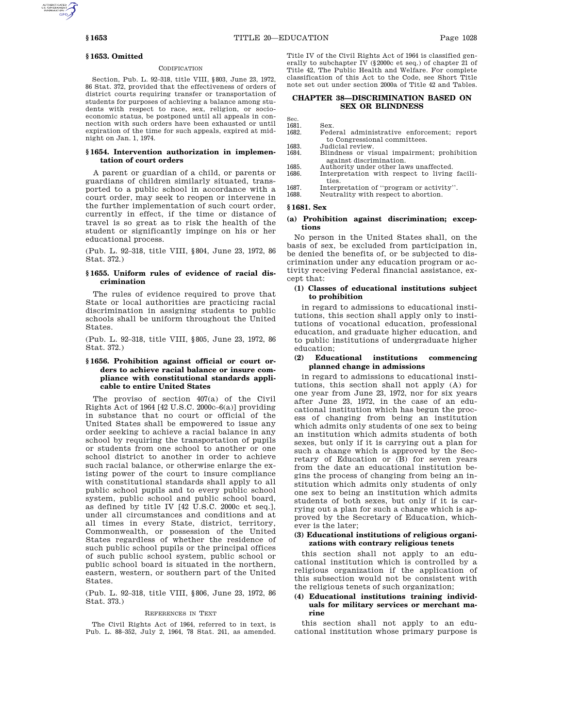## § 1653. Omitted

### CODIFICATION

Section, Pub. L. 92–318, title VIII, § 803, June 23, 1972, 86 Stat. 372, provided that the effectiveness of orders of district courts requiring transfer or transportation of students for purposes of achieving a balance among students with respect to race, sex, religion, or socioeconomic status, be postponed until all appeals in connection with such orders have been exhausted or until expiration of the time for such appeals, expired at midnight on Jan. 1, 1974.

## § 1654. Intervention authorization in implementation of court orders

A parent or guardian of a child, or parents or guardians of children similarly situated, transported to a public school in accordance with a court order, may seek to reopen or intervene in the further implementation of such court order, currently in effect, if the time or distance of travel is so great as to risk the health of the student or significantly impinge on his or her educational process.

(Pub. L. 92–318, title VIII, § 804, June 23, 1972, 86 Stat. 372.)

## § 1655. Uniform rules of evidence of racial discrimination

The rules of evidence required to prove that State or local authorities are practicing racial discrimination in assigning students to public schools shall be uniform throughout the United States.

(Pub. L. 92–318, title VIII, § 805, June 23, 1972, 86 Stat. 372.)

## § 1656. Prohibition against official or court orders to achieve racial balance or insure compliance with constitutional standards applicable to entire United States

The proviso of section 407(a) of the Civil Rights Act of 1964 [42 U.S.C. 2000c–6(a)] providing in substance that no court or official of the United States shall be empowered to issue any order seeking to achieve a racial balance in any school by requiring the transportation of pupils or students from one school to another or one school district to another in order to achieve such racial balance, or otherwise enlarge the existing power of the court to insure compliance with constitutional standards shall apply to all public school pupils and to every public school system, public school and public school board, as defined by title IV [42 U.S.C. 2000c et seq.], under all circumstances and conditions and at all times in every State, district, territory, Commonwealth, or possession of the United States regardless of whether the residence of such public school pupils or the principal offices of such public school system, public school or public school board is situated in the northern, eastern, western, or southern part of the United States.

(Pub. L. 92–318, title VIII, § 806, June 23, 1972, 86 Stat. 373.)

### REFERENCES IN TEXT

The Civil Rights Act of 1964, referred to in text, is Pub. L. 88–352, July 2, 1964, 78 Stat. 241, as amended. Title IV of the Civil Rights Act of 1964 is classified generally to subchapter IV (§ 2000c et seq.) of chapter 21 of Title 42, The Public Health and Welfare. For complete classification of this Act to the Code, see Short Title note set out under section 2000a of Title 42 and Tables.

# CHAPTER 38—DISCRIMINATION BASED ON SEX OR BLINDNESS

| Sec. | |
|---|---|
| 1681. | Sex. |
| 1682. | Federal administrative enforcement; report to Congressional committees. |
| 1683. | Judicial review. |
| 1684. | Blindness or visual impairment; prohibition against discrimination. |
| 1685. | Authority under other laws unaffected. |
| 1686. | Interpretation with respect to living facilities. |
| 1687. | Interpretation of "program or activity". |
| 1688. | Neutrality with respect to abortion. |

## § 1681. Sex

### (a) Prohibition against discrimination; exceptions

No person in the United States shall, on the basis of sex, be excluded from participation in, be denied the benefits of, or be subjected to discrimination under any education program or activity receiving Federal financial assistance, except that:

#### (1) Classes of educational institutions subject to prohibition

in regard to admissions to educational institutions, this section shall apply only to institutions of vocational education, professional education, and graduate higher education, and to public institutions of undergraduate higher education;

#### (2) Educational institutions commencing planned change in admissions

in regard to admissions to educational institutions, this section shall not apply (A) for one year from June 23, 1972, nor for six years after June 23, 1972, in the case of an educational institution which has begun the process of changing from being an institution which admits only students of one sex to being an institution which admits students of both sexes, but only if it is carrying out a plan for such a change which is approved by the Secretary of Education or (B) for seven years from the date an educational institution begins the process of changing from being an institution which admits only students of only one sex to being an institution which admits students of both sexes, but only if it is carrying out a plan for such a change which is approved by the Secretary of Education, whichever is the later;

#### (3) Educational institutions of religious organizations with contrary religious tenets

this section shall not apply to an educational institution which is controlled by a religious organization if the application of this subsection would not be consistent with the religious tenets of such organization;

#### (4) Educational institutions training individuals for military services or merchant marine

this section shall not apply to an educational institution whose primary purpose is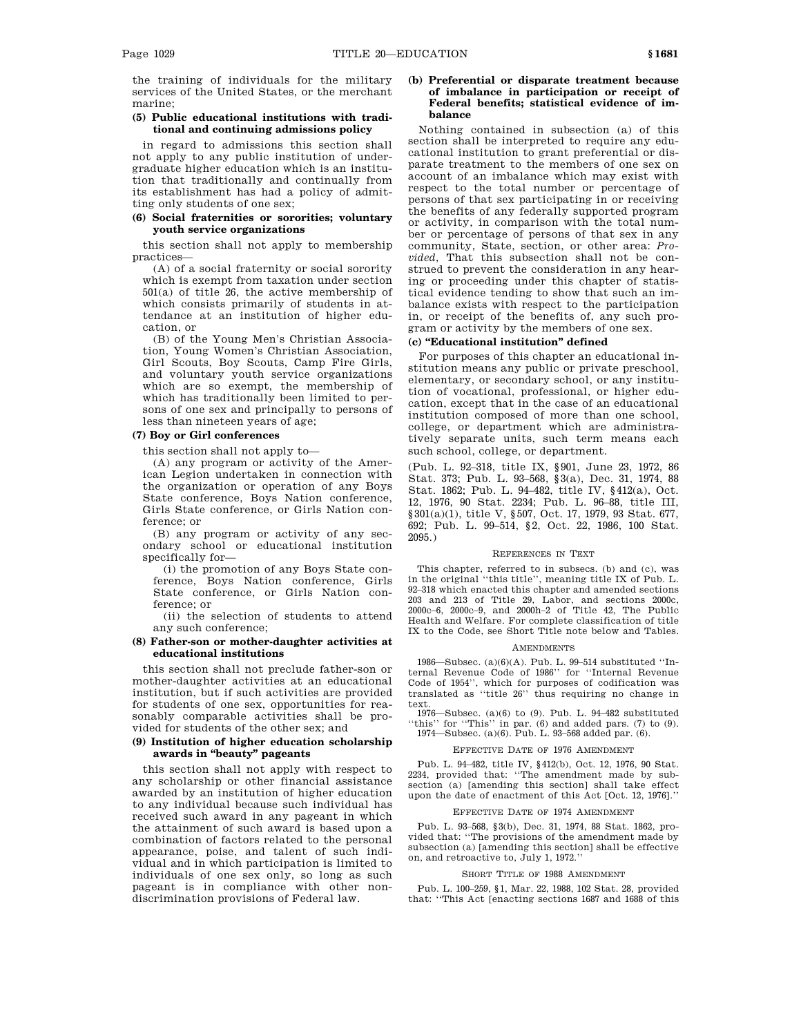the training of individuals for the military services of the United States, or the merchant marine;

**(5) Public educational institutions with traditional and continuing admissions policy**

in regard to admissions this section shall not apply to any public institution of undergraduate higher education which is an institution that traditionally and continually from its establishment has had a policy of admitting only students of one sex;

**(6) Social fraternities or sororities; voluntary youth service organizations**

this section shall not apply to membership practices—

(A) of a social fraternity or social sorority which is exempt from taxation under section 501(a) of title 26, the active membership of which consists primarily of students in attendance at an institution of higher education, or

(B) of the Young Men's Christian Association, Young Women's Christian Association, Girl Scouts, Boy Scouts, Camp Fire Girls, and voluntary youth service organizations which are so exempt, the membership of which has traditionally been limited to persons of one sex and principally to persons of less than nineteen years of age;

**(7) Boy or Girl conferences**

this section shall not apply to—

(A) any program or activity of the American Legion undertaken in connection with the organization or operation of any Boys State conference, Boys Nation conference, Girls State conference, or Girls Nation conference; or

(B) any program or activity of any secondary school or educational institution specifically for—

(i) the promotion of any Boys State conference, Boys Nation conference, Girls State conference, or Girls Nation conference; or

(ii) the selection of students to attend any such conference;

**(8) Father-son or mother-daughter activities at educational institutions**

this section shall not preclude father-son or mother-daughter activities at an educational institution, but if such activities are provided for students of one sex, opportunities for reasonably comparable activities shall be provided for students of the other sex; and

**(9) Institution of higher education scholarship awards in "beauty" pageants**

this section shall not apply with respect to any scholarship or other financial assistance awarded by an institution of higher education to any individual because such individual has received such award in any pageant in which the attainment of such award is based upon a combination of factors related to the personal appearance, poise, and talent of such individual and in which participation is limited to individuals of one sex only, so long as such pageant is in compliance with other nondiscrimination provisions of Federal law.

**(b) Preferential or disparate treatment because of imbalance in participation or receipt of Federal benefits; statistical evidence of imbalance**

Nothing contained in subsection (a) of this section shall be interpreted to require any educational institution to grant preferential or disparate treatment to the members of one sex on account of an imbalance which may exist with respect to the total number or percentage of persons of that sex participating in or receiving the benefits of any federally supported program or activity, in comparison with the total number or percentage of persons of that sex in any community, State, section, or other area: *Provided*, That this subsection shall not be construed to prevent the consideration in any hearing or proceeding under this chapter of statistical evidence tending to show that such an imbalance exists with respect to the participation in, or receipt of the benefits of, any such program or activity by the members of one sex.

**(c) "Educational institution" defined**

For purposes of this chapter an educational institution means any public or private preschool, elementary, or secondary school, or any institution of vocational, professional, or higher education, except that in the case of an educational institution composed of more than one school, college, or department which are administratively separate units, such term means each such school, college, or department.

(Pub. L. 92–318, title IX, §901, June 23, 1972, 86 Stat. 373; Pub. L. 93–568, §3(a), Dec. 31, 1974, 88 Stat. 1862; Pub. L. 94–482, title IV, §412(a), Oct. 12, 1976, 90 Stat. 2234; Pub. L. 96–88, title III, §301(a)(1), title V, §507, Oct. 17, 1979, 93 Stat. 677, 692; Pub. L. 99–514, §2, Oct. 22, 1986, 100 Stat. 2095.)

REFERENCES IN TEXT

This chapter, referred to in subsecs. (b) and (c), was in the original "this title", meaning title IX of Pub. L. 92–318 which enacted this chapter and amended sections 203 and 213 of Title 29, Labor, and sections 2000c, 2000c–6, 2000c–9, and 2000h–2 of Title 42, The Public Health and Welfare. For complete classification of title IX to the Code, see Short Title note below and Tables.

AMENDMENTS

1986—Subsec. (a)(6)(A). Pub. L. 99–514 substituted "Internal Revenue Code of 1986" for "Internal Revenue Code of 1954", which for purposes of codification was translated as "title 26" thus requiring no change in text.

1976—Subsec. (a)(6) to (9). Pub. L. 94–482 substituted "this" for "This" in par. (6) and added pars. (7) to (9).

1974—Subsec. (a)(6). Pub. L. 93–568 added par. (6).

EFFECTIVE DATE OF 1976 AMENDMENT

Pub. L. 94–482, title IV, §412(b), Oct. 12, 1976, 90 Stat. 2234, provided that: "The amendment made by subsection (a) [amending this section] shall take effect upon the date of enactment of this Act [Oct. 12, 1976]."

EFFECTIVE DATE OF 1974 AMENDMENT

Pub. L. 93–568, §3(b), Dec. 31, 1974, 88 Stat. 1862, provided that: "The provisions of the amendment made by subsection (a) [amending this section] shall be effective on, and retroactive to, July 1, 1972."

SHORT TITLE OF 1988 AMENDMENT

Pub. L. 100–259, §1, Mar. 22, 1988, 102 Stat. 28, provided that: "This Act [enacting sections 1687 and 1688 of this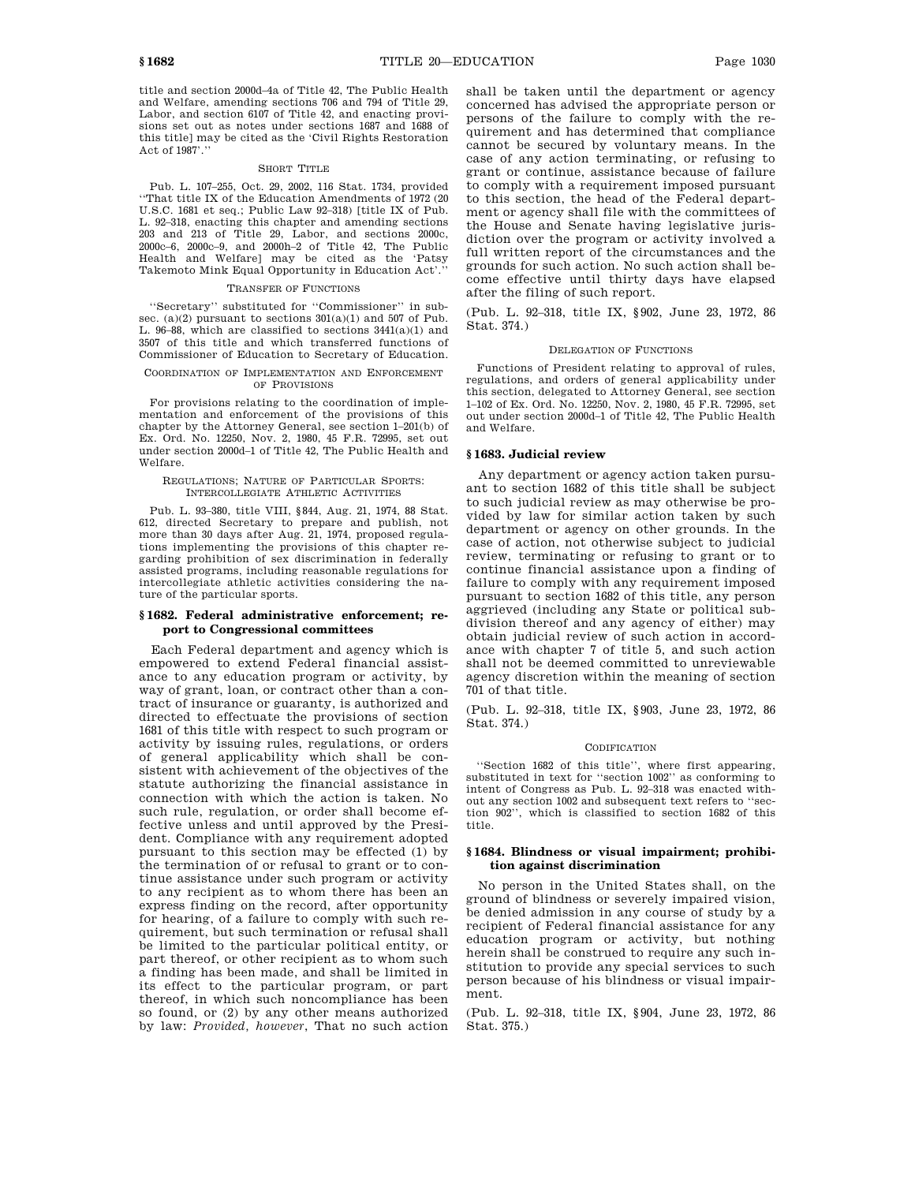title and section 2000d–4a of Title 42, The Public Health and Welfare, amending sections 706 and 794 of Title 29, Labor, and section 6107 of Title 42, and enacting provisions set out as notes under sections 1687 and 1688 of this title] may be cited as the 'Civil Rights Restoration Act of 1987'.''

SHORT TITLE

Pub. L. 107–255, Oct. 29, 2002, 116 Stat. 1734, provided ''That title IX of the Education Amendments of 1972 (20 U.S.C. 1681 et seq.; Public Law 92–318) [title IX of Pub. L. 92–318, enacting this chapter and amending sections 203 and 213 of Title 29, Labor, and sections 2000c, 2000c–6, 2000c–9, and 2000h–2 of Title 42, The Public Health and Welfare] may be cited as the 'Patsy Takemoto Mink Equal Opportunity in Education Act'.''

TRANSFER OF FUNCTIONS

''Secretary'' substituted for ''Commissioner'' in subsec. (a)(2) pursuant to sections 301(a)(1) and 507 of Pub. L. 96–88, which are classified to sections 3441(a)(1) and 3507 of this title and which transferred functions of Commissioner of Education to Secretary of Education.

COORDINATION OF IMPLEMENTATION AND ENFORCEMENT OF PROVISIONS

For provisions relating to the coordination of implementation and enforcement of the provisions of this chapter by the Attorney General, see section 1–201(b) of Ex. Ord. No. 12250, Nov. 2, 1980, 45 F.R. 72995, set out under section 2000d–1 of Title 42, The Public Health and Welfare.

REGULATIONS; NATURE OF PARTICULAR SPORTS: INTERCOLLEGIATE ATHLETIC ACTIVITIES

Pub. L. 93–380, title VIII, §844, Aug. 21, 1974, 88 Stat. 612, directed Secretary to prepare and publish, not more than 30 days after Aug. 21, 1974, proposed regulations implementing the provisions of this chapter regarding prohibition of sex discrimination in federally assisted programs, including reasonable regulations for intercollegiate athletic activities considering the nature of the particular sports.

## §1682. Federal administrative enforcement; report to Congressional committees

Each Federal department and agency which is empowered to extend Federal financial assistance to any education program or activity, by way of grant, loan, or contract other than a contract of insurance or guaranty, is authorized and directed to effectuate the provisions of section 1681 of this title with respect to such program or activity by issuing rules, regulations, or orders of general applicability which shall be consistent with achievement of the objectives of the statute authorizing the financial assistance in connection with which the action is taken. No such rule, regulation, or order shall become effective unless and until approved by the President. Compliance with any requirement adopted pursuant to this section may be effected (1) by the termination of or refusal to grant or to continue assistance under such program or activity to any recipient as to whom there has been an express finding on the record, after opportunity for hearing, of a failure to comply with such requirement, but such termination or refusal shall be limited to the particular political entity, or part thereof, or other recipient as to whom such a finding has been made, and shall be limited in its effect to the particular program, or part thereof, in which such noncompliance has been so found, or (2) by any other means authorized by law: *Provided, however*, That no such action shall be taken until the department or agency concerned has advised the appropriate person or persons of the failure to comply with the requirement and has determined that compliance cannot be secured by voluntary means. In the case of any action terminating, or refusing to grant or continue, assistance because of failure to comply with a requirement imposed pursuant to this section, the head of the Federal department or agency shall file with the committees of the House and Senate having legislative jurisdiction over the program or activity involved a full written report of the circumstances and the grounds for such action. No such action shall become effective until thirty days have elapsed after the filing of such report.

(Pub. L. 92–318, title IX, §902, June 23, 1972, 86 Stat. 374.)

DELEGATION OF FUNCTIONS

Functions of President relating to approval of rules, regulations, and orders of general applicability under this section, delegated to Attorney General, see section 1–102 of Ex. Ord. No. 12250, Nov. 2, 1980, 45 F.R. 72995, set out under section 2000d–1 of Title 42, The Public Health and Welfare.

## §1683. Judicial review

Any department or agency action taken pursuant to section 1682 of this title shall be subject to such judicial review as may otherwise be provided by law for similar action taken by such department or agency on other grounds. In the case of action, not otherwise subject to judicial review, terminating or refusing to grant or to continue financial assistance upon a finding of failure to comply with any requirement imposed pursuant to section 1682 of this title, any person aggrieved (including any State or political subdivision thereof and any agency of either) may obtain judicial review of such action in accordance with chapter 7 of title 5, and such action shall not be deemed committed to unreviewable agency discretion within the meaning of section 701 of that title.

(Pub. L. 92–318, title IX, §903, June 23, 1972, 86 Stat. 374.)

CODIFICATION

''Section 1682 of this title'', where first appearing, substituted in text for ''section 1002'' as conforming to intent of Congress as Pub. L. 92–318 was enacted without any section 1002 and subsequent text refers to ''section 902'', which is classified to section 1682 of this title.

## §1684. Blindness or visual impairment; prohibition against discrimination

No person in the United States shall, on the ground of blindness or severely impaired vision, be denied admission in any course of study by a recipient of Federal financial assistance for any education program or activity, but nothing herein shall be construed to require any such institution to provide any special services to such person because of his blindness or visual impairment.

(Pub. L. 92–318, title IX, §904, June 23, 1972, 86 Stat. 375.)